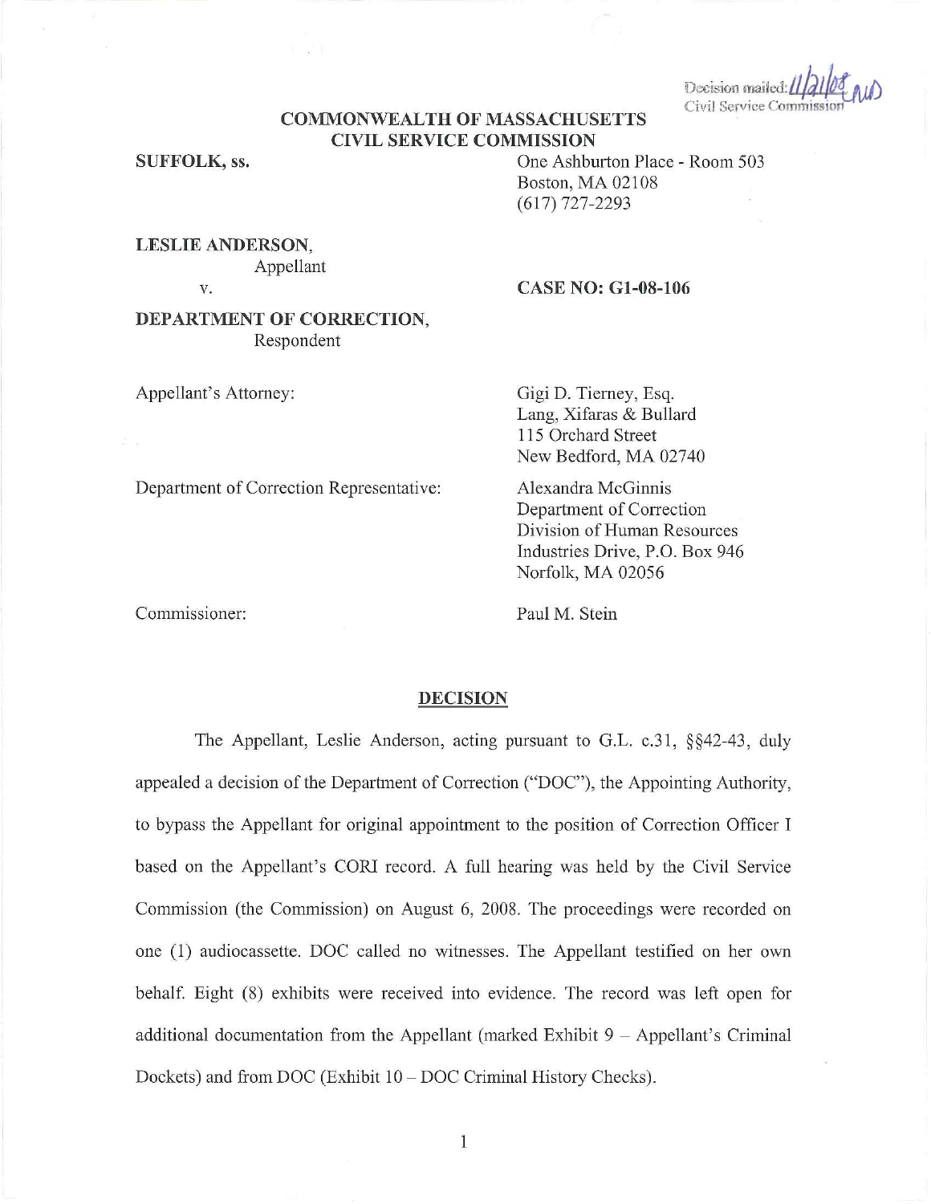Decision mailed: 11/21/08
Civil Service Commission

**COMMONWEALTH OF MASSACHUSETTS**
**CIVIL SERVICE COMMISSION**

**SUFFOLK, ss.**

One Ashburton Place - Room 503
Boston, MA 02108
(617) 727-2293

**LESLIE ANDERSON,**
Appellant

v.

**CASE NO: G1-08-106**

**DEPARTMENT OF CORRECTION,**
Respondent

Appellant's Attorney:

Gigi D. Tierney, Esq.
Lang, Xifaras & Bullard
115 Orchard Street
New Bedford, MA 02740

Department of Correction Representative:

Alexandra McGinnis
Department of Correction
Division of Human Resources
Industries Drive, P.O. Box 946
Norfolk, MA 02056

Commissioner:

Paul M. Stein

## DECISION

The Appellant, Leslie Anderson, acting pursuant to G.L. c.31, §§42-43, duly appealed a decision of the Department of Correction ("DOC"), the Appointing Authority, to bypass the Appellant for original appointment to the position of Correction Officer I based on the Appellant's CORI record. A full hearing was held by the Civil Service Commission (the Commission) on August 6, 2008. The proceedings were recorded on one (1) audiocassette. DOC called no witnesses. The Appellant testified on her own behalf. Eight (8) exhibits were received into evidence. The record was left open for additional documentation from the Appellant (marked Exhibit 9 – Appellant's Criminal Dockets) and from DOC (Exhibit 10 – DOC Criminal History Checks).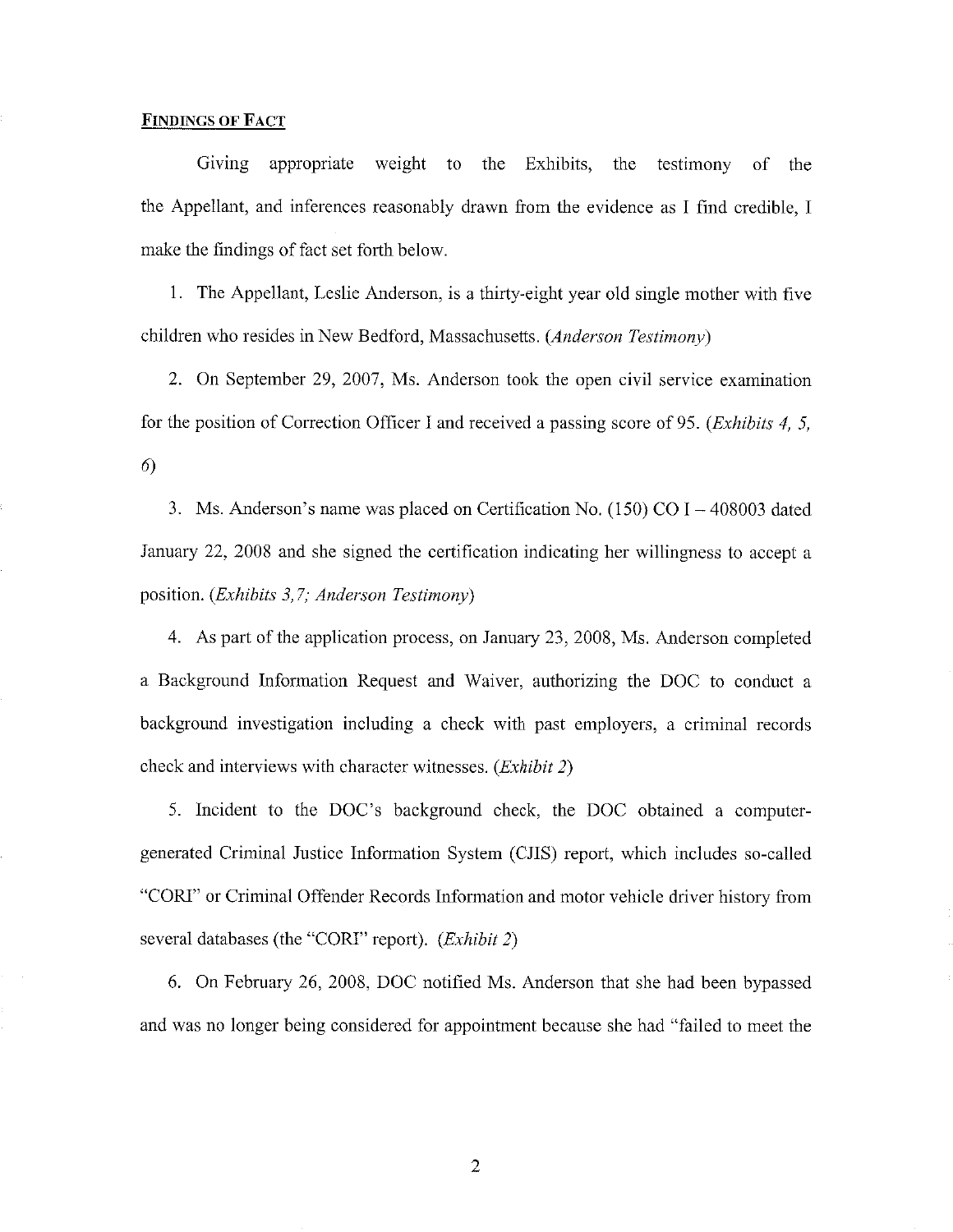**FINDINGS OF FACT**

Giving appropriate weight to the Exhibits, the testimony of the the Appellant, and inferences reasonably drawn from the evidence as I find credible, I make the findings of fact set forth below.

1. The Appellant, Leslie Anderson, is a thirty-eight year old single mother with five children who resides in New Bedford, Massachusetts. (*Anderson Testimony*)

2. On September 29, 2007, Ms. Anderson took the open civil service examination for the position of Correction Officer I and received a passing score of 95. (*Exhibits 4, 5, 6*)

3. Ms. Anderson's name was placed on Certification No. (150) CO I – 408003 dated January 22, 2008 and she signed the certification indicating her willingness to accept a position. (*Exhibits 3,7; Anderson Testimony*)

4. As part of the application process, on January 23, 2008, Ms. Anderson completed a Background Information Request and Waiver, authorizing the DOC to conduct a background investigation including a check with past employers, a criminal records check and interviews with character witnesses. (*Exhibit 2*)

5. Incident to the DOC's background check, the DOC obtained a computer-generated Criminal Justice Information System (CJIS) report, which includes so-called "CORI" or Criminal Offender Records Information and motor vehicle driver history from several databases (the "CORI" report). (*Exhibit 2*)

6. On February 26, 2008, DOC notified Ms. Anderson that she had been bypassed and was no longer being considered for appointment because she had "failed to meet the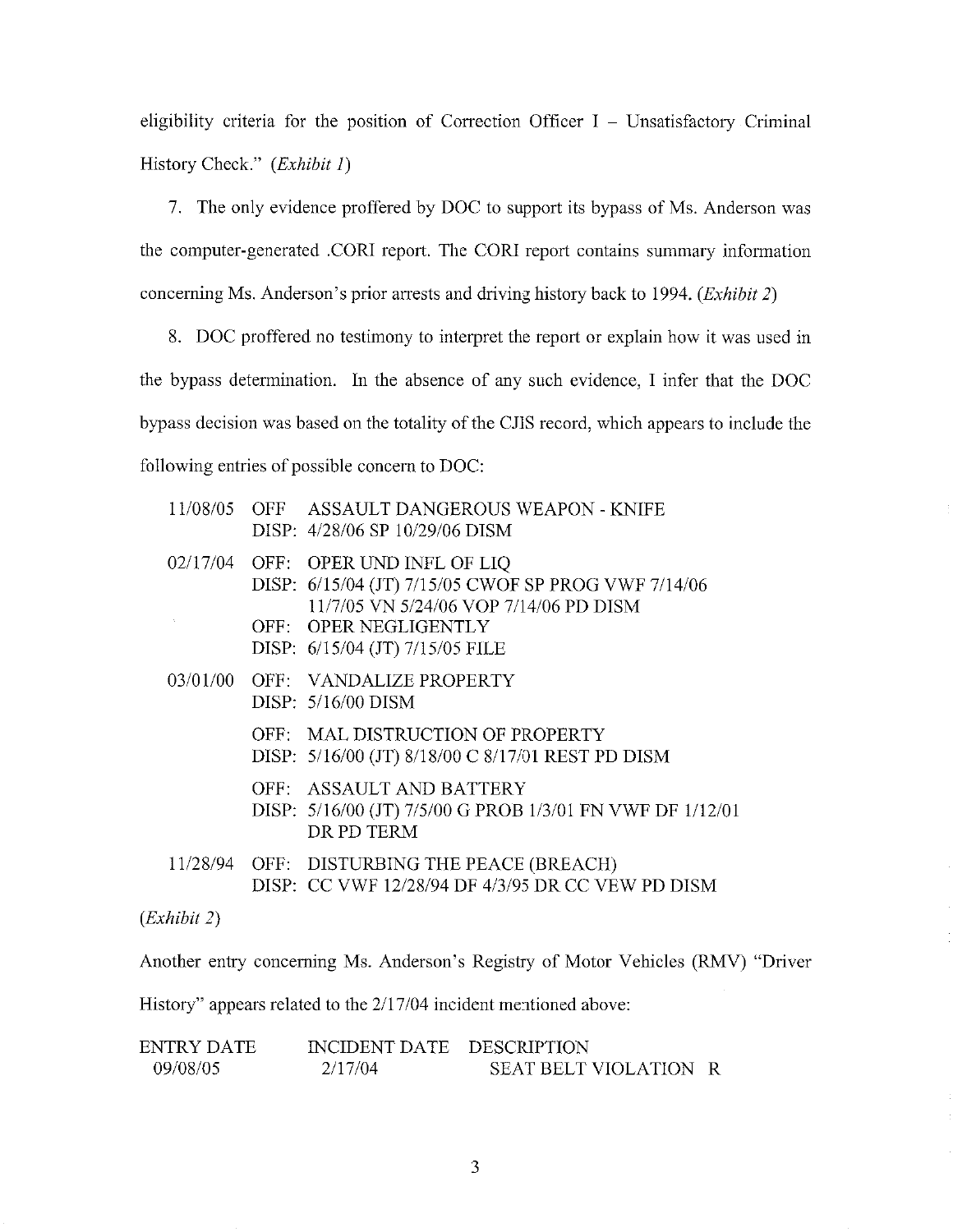eligibility criteria for the position of Correction Officer I – Unsatisfactory Criminal History Check." (*Exhibit 1*)

7. The only evidence proffered by DOC to support its bypass of Ms. Anderson was the computer-generated .CORI report. The CORI report contains summary information concerning Ms. Anderson's prior arrests and driving history back to 1994. (*Exhibit 2*)

8. DOC proffered no testimony to interpret the report or explain how it was used in the bypass determination. In the absence of any such evidence, I infer that the DOC bypass decision was based on the totality of the CJIS record, which appears to include the following entries of possible concern to DOC:

```
11/08/05   OFF   ASSAULT DANGEROUS WEAPON - KNIFE
           DISP: 4/28/06 SP 10/29/06 DISM

02/17/04   OFF:  OPER UND INFL OF LIQ
           DISP: 6/15/04 (JT) 7/15/05 CWOF SP PROG VWF 7/14/06
                 11/7/05 VN 5/24/06 VOP 7/14/06 PD DISM
           OFF:  OPER NEGLIGENTLY
           DISP: 6/15/04 (JT) 7/15/05 FILE

03/01/00   OFF:  VANDALIZE PROPERTY
           DISP: 5/16/00 DISM

           OFF:  MAL DISTRUCTION OF PROPERTY
           DISP: 5/16/00 (JT) 8/18/00 C 8/17/01 REST PD DISM

           OFF:  ASSAULT AND BATTERY
           DISP: 5/16/00 (JT) 7/5/00 G PROB 1/3/01 FN VWF DF 1/12/01
                 DR PD TERM

11/28/94   OFF:  DISTURBING THE PEACE (BREACH)
           DISP: CC VWF 12/28/94 DF 4/3/95 DR CC VEW PD DISM
```

(*Exhibit 2*)

Another entry concerning Ms. Anderson's Registry of Motor Vehicles (RMV) "Driver History" appears related to the 2/17/04 incident mentioned above:

| ENTRY DATE | INCIDENT DATE | DESCRIPTION |
|---|---|---|
| 09/08/05 | 2/17/04 | SEAT BELT VIOLATION R |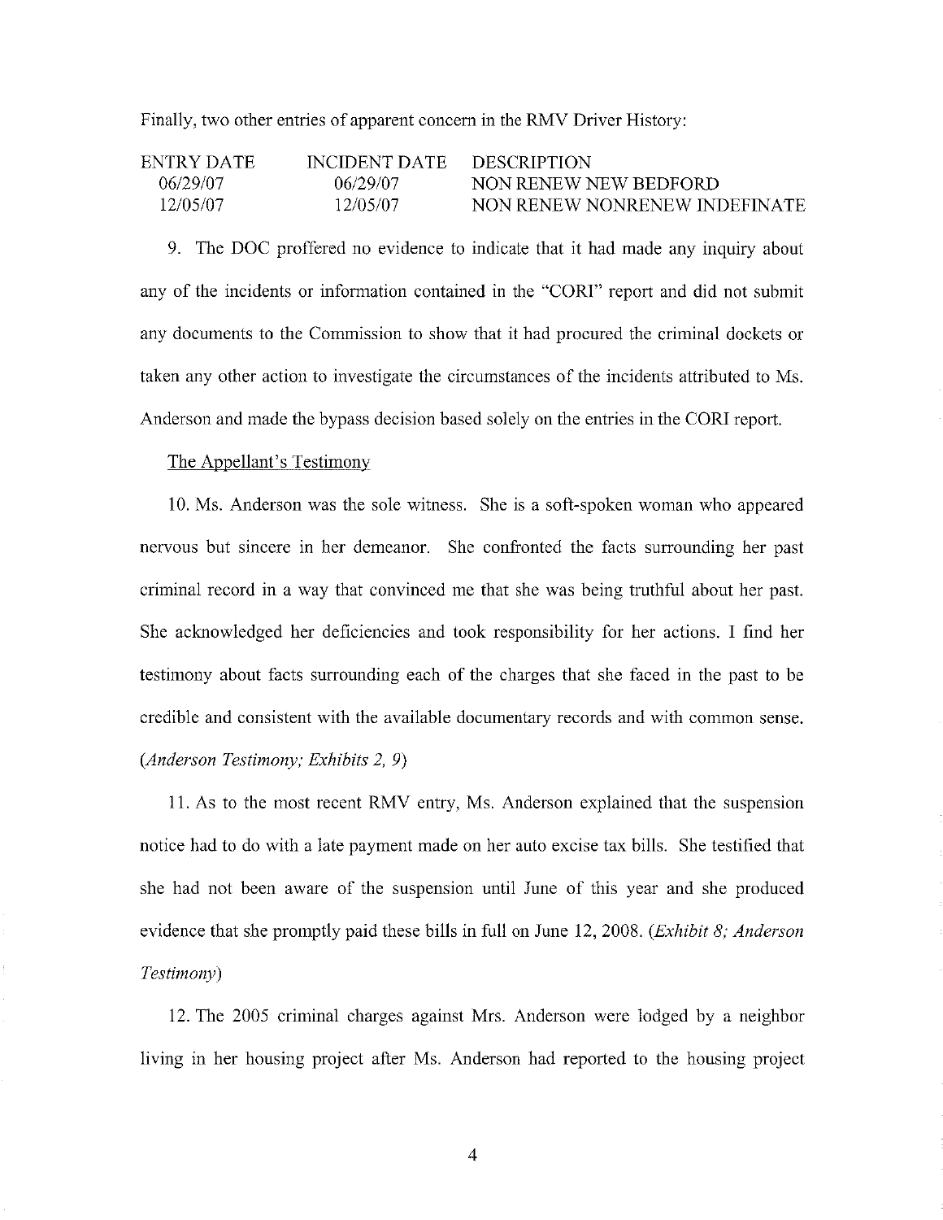Finally, two other entries of apparent concern in the RMV Driver History:

| ENTRY DATE | INCIDENT DATE | DESCRIPTION |
|---|---|---|
| 06/29/07 | 06/29/07 | NON RENEW NEW BEDFORD |
| 12/05/07 | 12/05/07 | NON RENEW NONRENEW INDEFINATE |

9. The DOC proffered no evidence to indicate that it had made any inquiry about any of the incidents or information contained in the "CORI" report and did not submit any documents to the Commission to show that it had procured the criminal dockets or taken any other action to investigate the circumstances of the incidents attributed to Ms. Anderson and made the bypass decision based solely on the entries in the CORI report.

The Appellant's Testimony

10. Ms. Anderson was the sole witness. She is a soft-spoken woman who appeared nervous but sincere in her demeanor. She confronted the facts surrounding her past criminal record in a way that convinced me that she was being truthful about her past. She acknowledged her deficiencies and took responsibility for her actions. I find her testimony about facts surrounding each of the charges that she faced in the past to be credible and consistent with the available documentary records and with common sense. (*Anderson Testimony; Exhibits 2, 9*)

11. As to the most recent RMV entry, Ms. Anderson explained that the suspension notice had to do with a late payment made on her auto excise tax bills. She testified that she had not been aware of the suspension until June of this year and she produced evidence that she promptly paid these bills in full on June 12, 2008. (*Exhibit 8; Anderson Testimony*)

12. The 2005 criminal charges against Mrs. Anderson were lodged by a neighbor living in her housing project after Ms. Anderson had reported to the housing project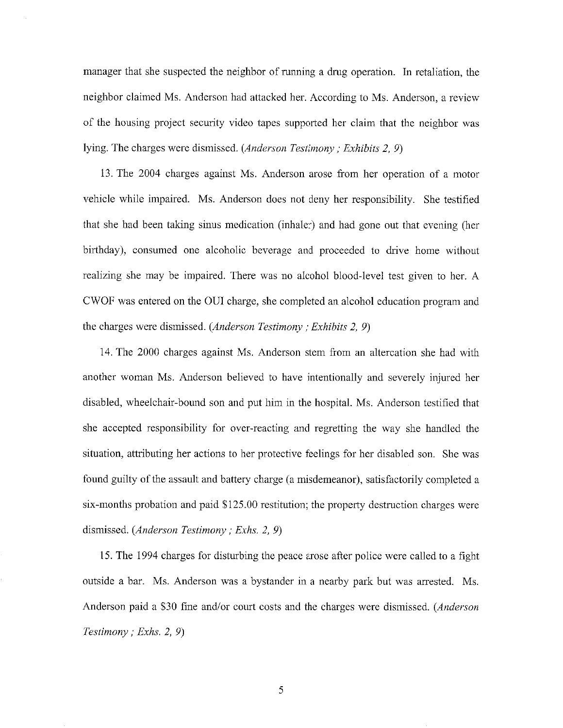manager that she suspected the neighbor of running a drug operation. In retaliation, the neighbor claimed Ms. Anderson had attacked her. According to Ms. Anderson, a review of the housing project security video tapes supported her claim that the neighbor was lying. The charges were dismissed. (*Anderson Testimony ; Exhibits 2, 9*)

13. The 2004 charges against Ms. Anderson arose from her operation of a motor vehicle while impaired. Ms. Anderson does not deny her responsibility. She testified that she had been taking sinus medication (inhaler) and had gone out that evening (her birthday), consumed one alcoholic beverage and proceeded to drive home without realizing she may be impaired. There was no alcohol blood-level test given to her. A CWOF was entered on the OUI charge, she completed an alcohol education program and the charges were dismissed. (*Anderson Testimony ; Exhibits 2, 9*)

14. The 2000 charges against Ms. Anderson stem from an altercation she had with another woman Ms. Anderson believed to have intentionally and severely injured her disabled, wheelchair-bound son and put him in the hospital. Ms. Anderson testified that she accepted responsibility for over-reacting and regretting the way she handled the situation, attributing her actions to her protective feelings for her disabled son. She was found guilty of the assault and battery charge (a misdemeanor), satisfactorily completed a six-months probation and paid $125.00 restitution; the property destruction charges were dismissed. (*Anderson Testimony ; Exhs. 2, 9*)

15. The 1994 charges for disturbing the peace arose after police were called to a fight outside a bar. Ms. Anderson was a bystander in a nearby park but was arrested. Ms. Anderson paid a $30 fine and/or court costs and the charges were dismissed. (*Anderson Testimony ; Exhs. 2, 9*)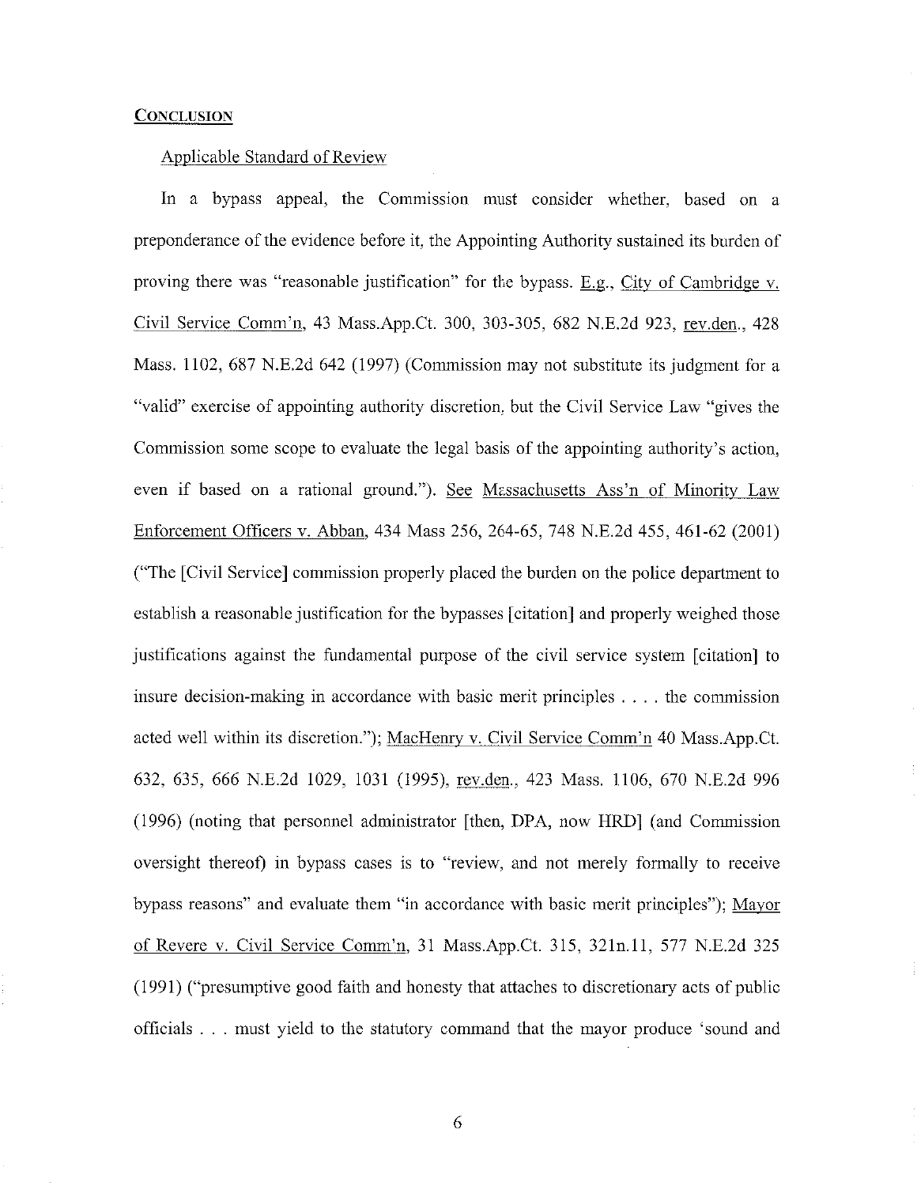**CONCLUSION**

Applicable Standard of Review

In a bypass appeal, the Commission must consider whether, based on a preponderance of the evidence before it, the Appointing Authority sustained its burden of proving there was "reasonable justification" for the bypass. E.g., City of Cambridge v. Civil Service Comm'n, 43 Mass.App.Ct. 300, 303-305, 682 N.E.2d 923, rev.den., 428 Mass. 1102, 687 N.E.2d 642 (1997) (Commission may not substitute its judgment for a "valid" exercise of appointing authority discretion, but the Civil Service Law "gives the Commission some scope to evaluate the legal basis of the appointing authority's action, even if based on a rational ground."). See Massachusetts Ass'n of Minority Law Enforcement Officers v. Abban, 434 Mass 256, 264-65, 748 N.E.2d 455, 461-62 (2001) ("The [Civil Service] commission properly placed the burden on the police department to establish a reasonable justification for the bypasses [citation] and properly weighed those justifications against the fundamental purpose of the civil service system [citation] to insure decision-making in accordance with basic merit principles . . . . the commission acted well within its discretion."); MacHenry v. Civil Service Comm'n 40 Mass.App.Ct. 632, 635, 666 N.E.2d 1029, 1031 (1995), rev.den., 423 Mass. 1106, 670 N.E.2d 996 (1996) (noting that personnel administrator [then, DPA, now HRD] (and Commission oversight thereof) in bypass cases is to "review, and not merely formally to receive bypass reasons" and evaluate them "in accordance with basic merit principles"); Mayor of Revere v. Civil Service Comm'n, 31 Mass.App.Ct. 315, 321n.11, 577 N.E.2d 325 (1991) ("presumptive good faith and honesty that attaches to discretionary acts of public officials . . . must yield to the statutory command that the mayor produce 'sound and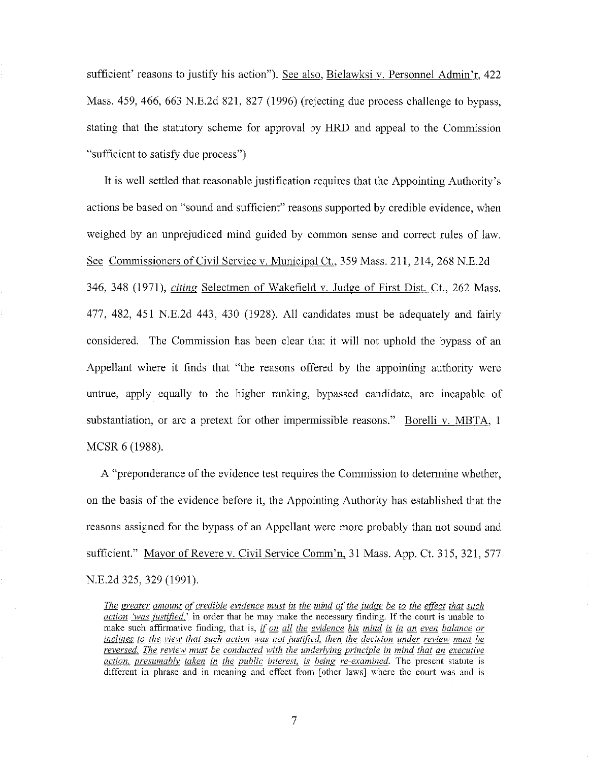sufficient' reasons to justify his action"). See also, Bielawksi v. Personnel Admin'r, 422 Mass. 459, 466, 663 N.E.2d 821, 827 (1996) (rejecting due process challenge to bypass, stating that the statutory scheme for approval by HRD and appeal to the Commission "sufficient to satisfy due process")

It is well settled that reasonable justification requires that the Appointing Authority's actions be based on "sound and sufficient" reasons supported by credible evidence, when weighed by an unprejudiced mind guided by common sense and correct rules of law. See Commissioners of Civil Service v. Municipal Ct., 359 Mass. 211, 214, 268 N.E.2d 346, 348 (1971), *citing* Selectmen of Wakefield v. Judge of First Dist. Ct., 262 Mass. 477, 482, 451 N.E.2d 443, 430 (1928). All candidates must be adequately and fairly considered. The Commission has been clear that it will not uphold the bypass of an Appellant where it finds that "the reasons offered by the appointing authority were untrue, apply equally to the higher ranking, bypassed candidate, are incapable of substantiation, or are a pretext for other impermissible reasons." Borelli v. MBTA, 1 MCSR 6 (1988).

A "preponderance of the evidence test requires the Commission to determine whether, on the basis of the evidence before it, the Appointing Authority has established that the reasons assigned for the bypass of an Appellant were more probably than not sound and sufficient." Mayor of Revere v. Civil Service Comm'n, 31 Mass. App. Ct. 315, 321, 577 N.E.2d 325, 329 (1991).

> *The greater amount of credible evidence must in the mind of the judge be to the effect that such action 'was justified,'* in order that he may make the necessary finding. If the court is unable to make such affirmative finding, that is, *if on all the evidence his mind is in an even balance or inclines to the view that such action was not justified, then the decision under review must be reversed. The review must be conducted with the underlying principle in mind that an executive action, presumably taken in the public interest, is being re-examined.* The present statute is different in phrase and in meaning and effect from [other laws] where the court was and is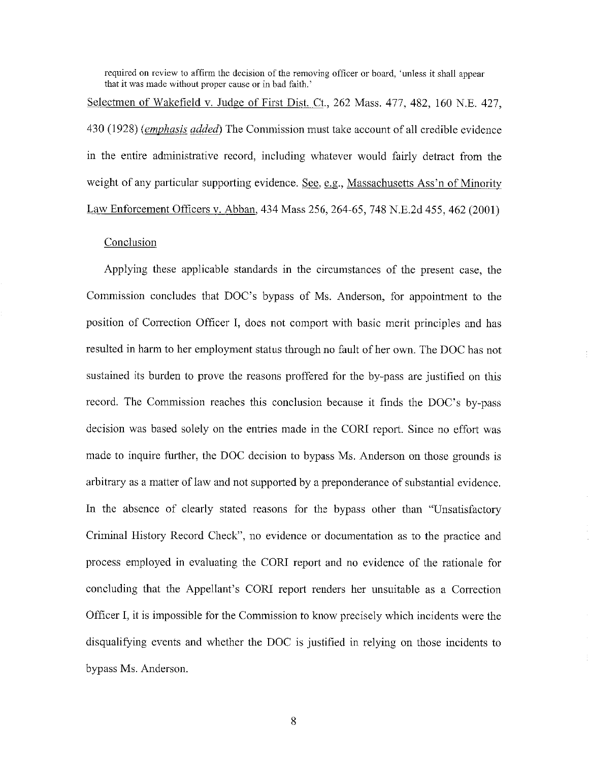required on review to affirm the decision of the removing officer or board, 'unless it shall appear that it was made without proper cause or in bad faith.'

Selectmen of Wakefield v. Judge of First Dist. Ct., 262 Mass. 477, 482, 160 N.E. 427, 430 (1928) (*emphasis added*) The Commission must take account of all credible evidence in the entire administrative record, including whatever would fairly detract from the weight of any particular supporting evidence. See, e.g., Massachusetts Ass'n of Minority Law Enforcement Officers v. Abban, 434 Mass 256, 264-65, 748 N.E.2d 455, 462 (2001)

Conclusion

Applying these applicable standards in the circumstances of the present case, the Commission concludes that DOC's bypass of Ms. Anderson, for appointment to the position of Correction Officer I, does not comport with basic merit principles and has resulted in harm to her employment status through no fault of her own. The DOC has not sustained its burden to prove the reasons proffered for the by-pass are justified on this record. The Commission reaches this conclusion because it finds the DOC's by-pass decision was based solely on the entries made in the CORI report. Since no effort was made to inquire further, the DOC decision to bypass Ms. Anderson on those grounds is arbitrary as a matter of law and not supported by a preponderance of substantial evidence. In the absence of clearly stated reasons for the bypass other than "Unsatisfactory Criminal History Record Check", no evidence or documentation as to the practice and process employed in evaluating the CORI report and no evidence of the rationale for concluding that the Appellant's CORI report renders her unsuitable as a Correction Officer I, it is impossible for the Commission to know precisely which incidents were the disqualifying events and whether the DOC is justified in relying on those incidents to bypass Ms. Anderson.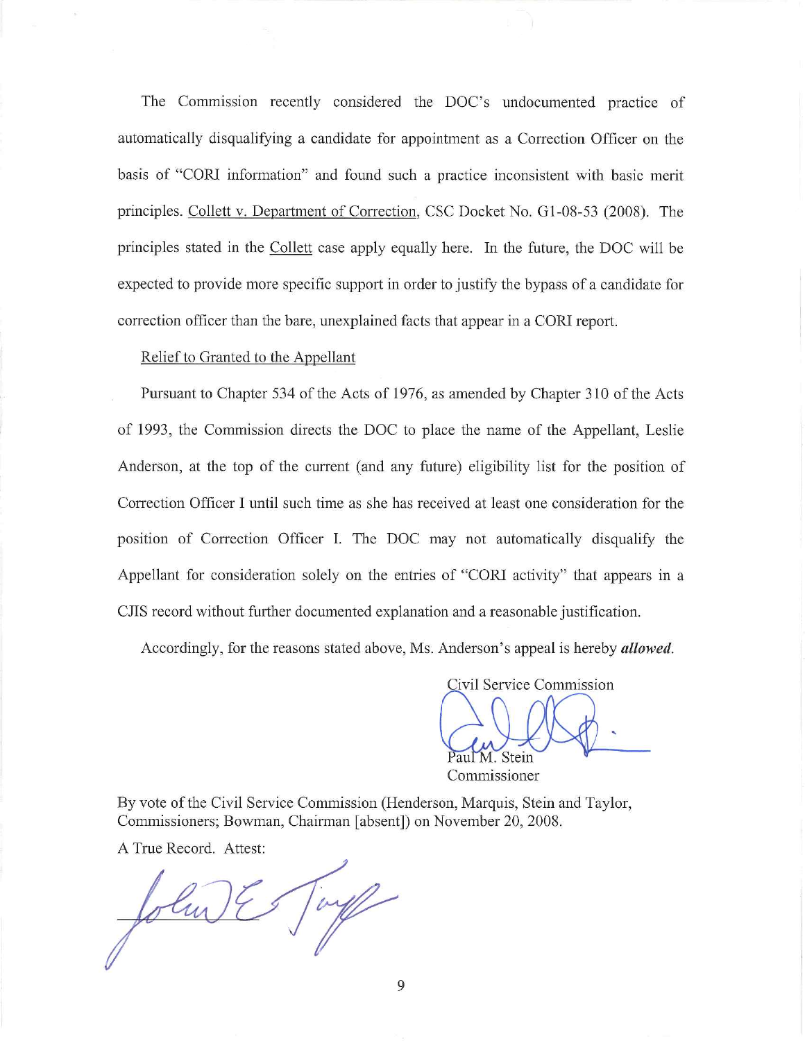The Commission recently considered the DOC's undocumented practice of automatically disqualifying a candidate for appointment as a Correction Officer on the basis of "CORI information" and found such a practice inconsistent with basic merit principles. Collett v. Department of Correction, CSC Docket No. G1-08-53 (2008). The principles stated in the Collett case apply equally here. In the future, the DOC will be expected to provide more specific support in order to justify the bypass of a candidate for correction officer than the bare, unexplained facts that appear in a CORI report.

Relief to Granted to the Appellant

Pursuant to Chapter 534 of the Acts of 1976, as amended by Chapter 310 of the Acts of 1993, the Commission directs the DOC to place the name of the Appellant, Leslie Anderson, at the top of the current (and any future) eligibility list for the position of Correction Officer I until such time as she has received at least one consideration for the position of Correction Officer I. The DOC may not automatically disqualify the Appellant for consideration solely on the entries of "CORI activity" that appears in a CJIS record without further documented explanation and a reasonable justification.

Accordingly, for the reasons stated above, Ms. Anderson's appeal is hereby ***allowed***.

Civil Service Commission

Paul M. Stein
Commissioner

By vote of the Civil Service Commission (Henderson, Marquis, Stein and Taylor, Commissioners; Bowman, Chairman [absent]) on November 20, 2008.

A True Record. Attest: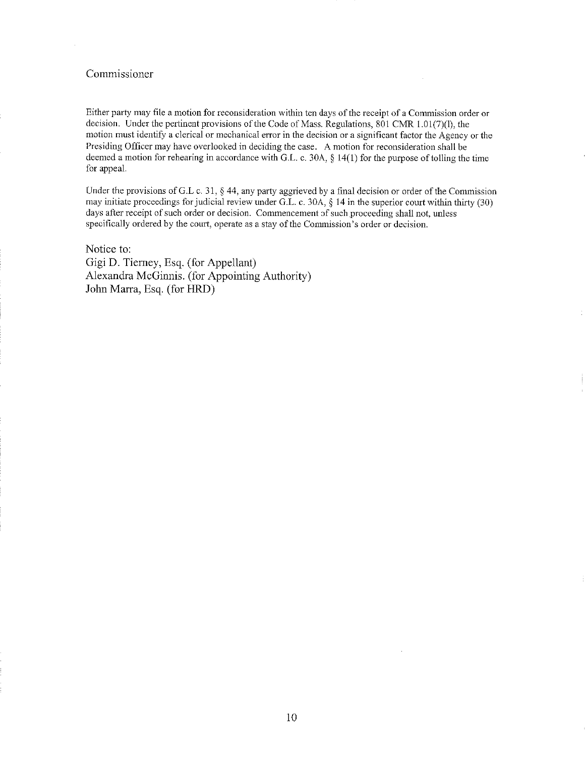Commissioner

Either party may file a motion for reconsideration within ten days of the receipt of a Commission order or decision. Under the pertinent provisions of the Code of Mass. Regulations, 801 CMR 1.01(7)(l), the motion must identify a clerical or mechanical error in the decision or a significant factor the Agency or the Presiding Officer may have overlooked in deciding the case. A motion for reconsideration shall be deemed a motion for rehearing in accordance with G.L. c. 30A, § 14(1) for the purpose of tolling the time for appeal.

Under the provisions of G.L c. 31, § 44, any party aggrieved by a final decision or order of the Commission may initiate proceedings for judicial review under G.L. c. 30A, § 14 in the superior court within thirty (30) days after receipt of such order or decision. Commencement of such proceeding shall not, unless specifically ordered by the court, operate as a stay of the Commission's order or decision.

Notice to:
Gigi D. Tierney, Esq. (for Appellant)
Alexandra McGinnis. (for Appointing Authority)
John Marra, Esq. (for HRD)